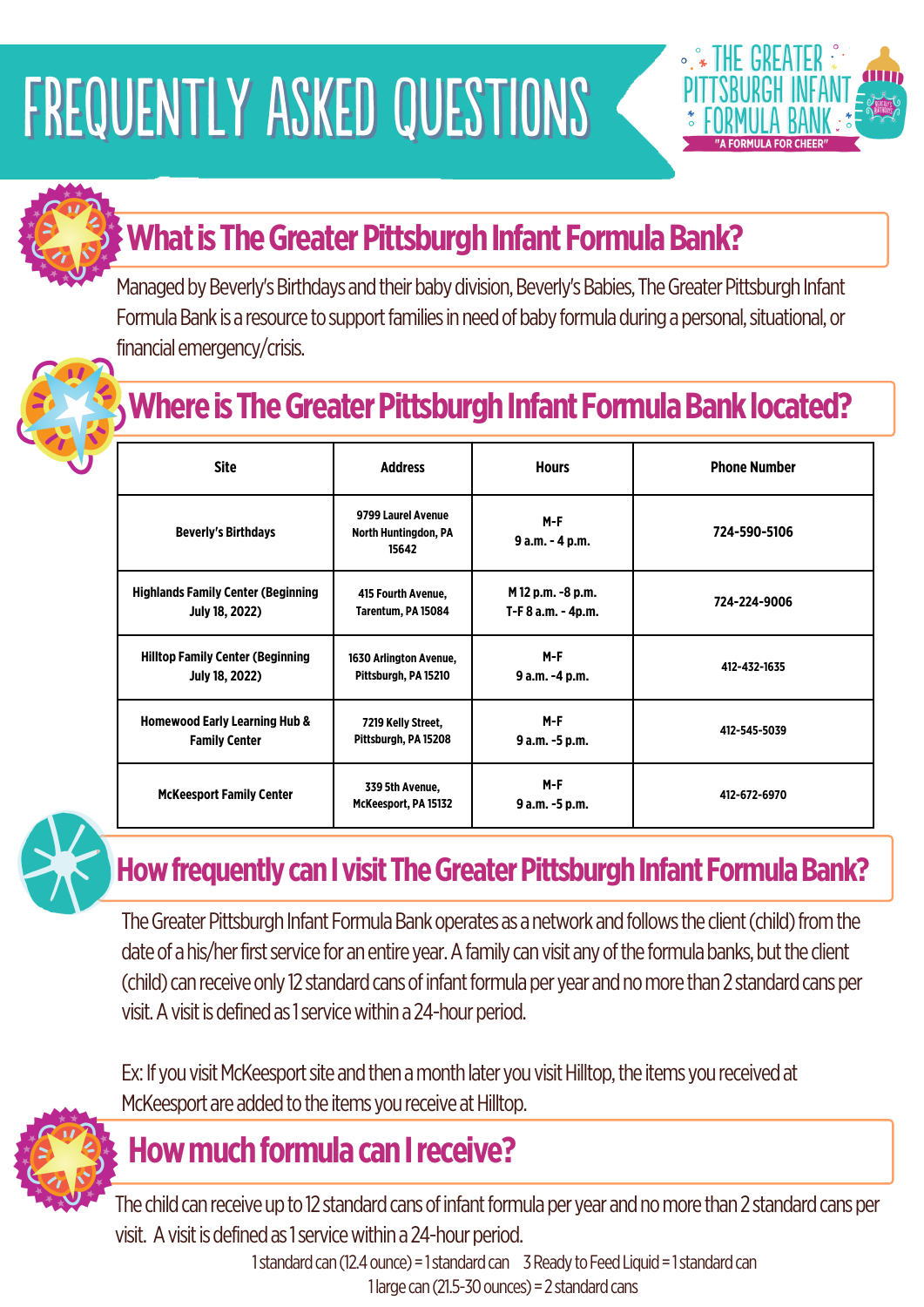# FREQUENTLY ASKED QUESTIONS

THE GREATER PITTSBURGH INFANT FORMULA BANK

"A FORMULA FOR CHEER"

## What is The Greater Pittsburgh Infant Formula Bank?

Managed by Beverly's Birthdays and their baby division, Beverly's Babies, The Greater Pittsburgh Infant Formula Bank is a resource to support families in need of baby formula during a personal, situational, or financial emergency/crisis.

## Where is The Greater Pittsburgh Infant Formula Bank located?

| Site | Address | Hours | Phone Number |
| --- | --- | --- | --- |
| Beverly's Birthdays | 9799 Laurel Avenue North Huntingdon, PA 15642 | M-F 9 a.m. - 4 p.m. | 724-590-5106 |
| Highlands Family Center (Beginning July 18, 2022) | 415 Fourth Avenue, Tarentum, PA 15084 | M 12 p.m. -8 p.m. T-F 8 a.m. - 4p.m. | 724-224-9006 |
| Hilltop Family Center (Beginning July 18, 2022) | 1630 Arlington Avenue, Pittsburgh, PA 15210 | M-F 9 a.m. -4 p.m. | 412-432-1635 |
| Homewood Early Learning Hub & Family Center | 7219 Kelly Street, Pittsburgh, PA 15208 | M-F 9 a.m. -5 p.m. | 412-545-5039 |
| McKeesport Family Center | 339 5th Avenue, McKeesport, PA 15132 | M-F 9 a.m. -5 p.m. | 412-672-6970 |

## How frequently can I visit The Greater Pittsburgh Infant Formula Bank?

The Greater Pittsburgh Infant Formula Bank operates as a network and follows the client (child) from the date of a his/her first service for an entire year. A family can visit any of the formula banks, but the client (child) can receive only 12 standard cans of infant formula per year and no more than 2 standard cans per visit. A visit is defined as 1 service within a 24-hour period.

Ex: If you visit McKeesport site and then a month later you visit Hilltop, the items you received at McKeesport are added to the items you receive at Hilltop.

## How much formula can I receive?

The child can receive up to 12 standard cans of infant formula per year and no more than 2 standard cans per visit. A visit is defined as 1 service within a 24-hour period.

1 standard can (12.4 ounce) = 1 standard can    3 Ready to Feed Liquid = 1 standard can

1 large can (21.5-30 ounces) = 2 standard cans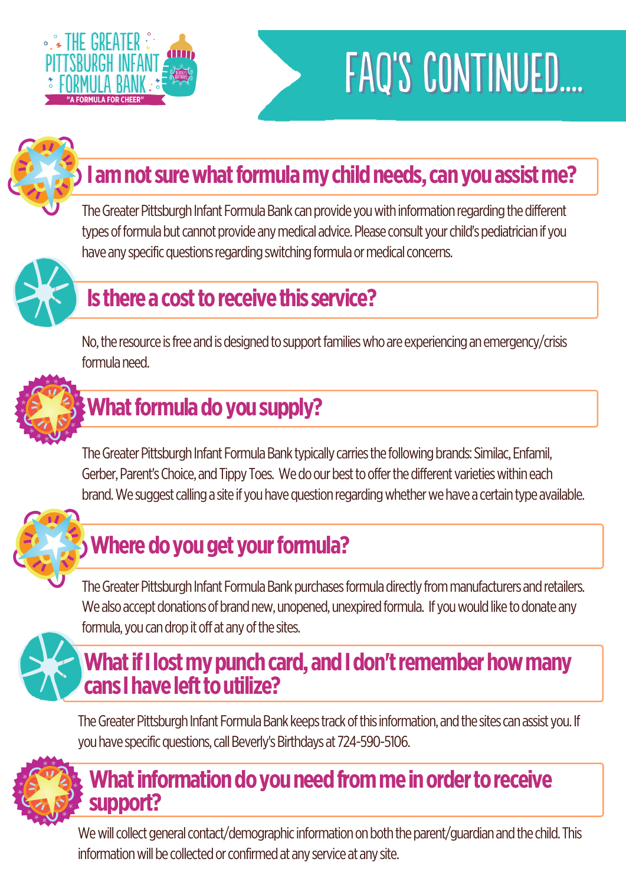THE GREATER PITTSBURGH INFANT FORMULA BANK
"A FORMULA FOR CHEER"

# FAQ'S CONTINUED....

## I am not sure what formula my child needs, can you assist me?

The Greater Pittsburgh Infant Formula Bank can provide you with information regarding the different types of formula but cannot provide any medical advice. Please consult your child's pediatrician if you have any specific questions regarding switching formula or medical concerns.

## Is there a cost to receive this service?

No, the resource is free and is designed to support families who are experiencing an emergency/crisis formula need.

## What formula do you supply?

The Greater Pittsburgh Infant Formula Bank typically carries the following brands: Similac, Enfamil, Gerber, Parent's Choice, and Tippy Toes. We do our best to offer the different varieties within each brand. We suggest calling a site if you have question regarding whether we have a certain type available.

## Where do you get your formula?

The Greater Pittsburgh Infant Formula Bank purchases formula directly from manufacturers and retailers. We also accept donations of brand new, unopened, unexpired formula. If you would like to donate any formula, you can drop it off at any of the sites.

## What if I lost my punch card, and I don't remember how many cans I have left to utilize?

The Greater Pittsburgh Infant Formula Bank keeps track of this information, and the sites can assist you. If you have specific questions, call Beverly's Birthdays at 724-590-5106.

## What information do you need from me in order to receive support?

We will collect general contact/demographic information on both the parent/guardian and the child. This information will be collected or confirmed at any service at any site.